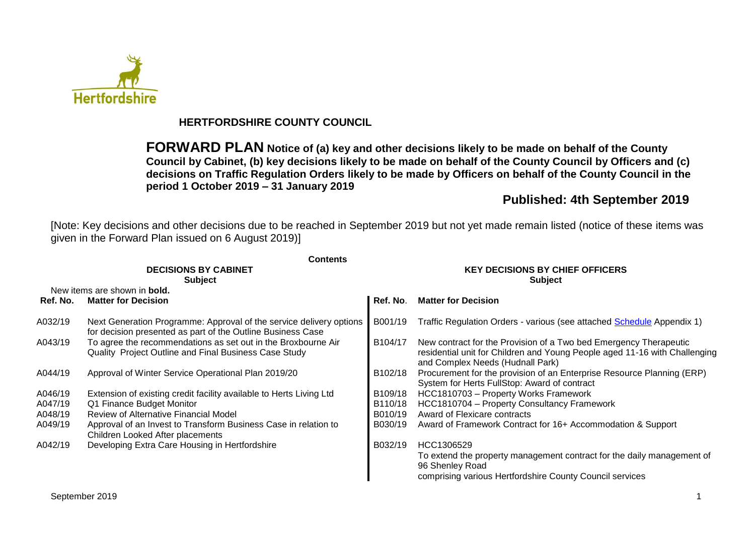# HERTFORDSHIRE COUNTY COUNCIL

**FORWARD PLAN Notice of (a) key and other decisions likely to be made on behalf of the County Council by Cabinet, (b) key decisions likely to be made on behalf of the County Council by Officers and (c) decisions on Traffic Regulation Orders likely to be made by Officers on behalf of the County Council in the period 1 October 2019 – 31 January 2019**

**Published: 4th September 2019**

[Note: Key decisions and other decisions due to be reached in September 2019 but not yet made remain listed (notice of these items was given in the Forward Plan issued on 6 August 2019)]

**Contents**

**DECISIONS BY CABINET**
**Subject**

New items are shown in **bold.**

| Ref. No. | Matter for Decision |
|---|---|
| A032/19 | Next Generation Programme: Approval of the service delivery options for decision presented as part of the Outline Business Case |
| A043/19 | To agree the recommendations as set out in the Broxbourne Air Quality Project Outline and Final Business Case Study |
| A044/19 | Approval of Winter Service Operational Plan 2019/20 |
| A046/19 | Extension of existing credit facility available to Herts Living Ltd |
| A047/19 | Q1 Finance Budget Monitor |
| A048/19 | Review of Alternative Financial Model |
| A049/19 | Approval of an Invest to Transform Business Case in relation to Children Looked After placements |
| A042/19 | Developing Extra Care Housing in Hertfordshire |

**KEY DECISIONS BY CHIEF OFFICERS**
**Subject**

| Ref. No. | Matter for Decision |
|---|---|
| B001/19 | Traffic Regulation Orders - various (see attached Schedule Appendix 1) |
| B104/17 | New contract for the Provision of a Two bed Emergency Therapeutic residential unit for Children and Young People aged 11-16 with Challenging and Complex Needs (Hudnall Park) |
| B102/18 | Procurement for the provision of an Enterprise Resource Planning (ERP) System for Herts FullStop: Award of contract |
| B109/18 | HCC1810703 – Property Works Framework |
| B110/18 | HCC1810704 – Property Consultancy Framework |
| B010/19 | Award of Flexicare contracts |
| B030/19 | Award of Framework Contract for 16+ Accommodation & Support |
| B032/19 | HCC1306529<br>To extend the property management contract for the daily management of 96 Shenley Road<br>comprising various Hertfordshire County Council services |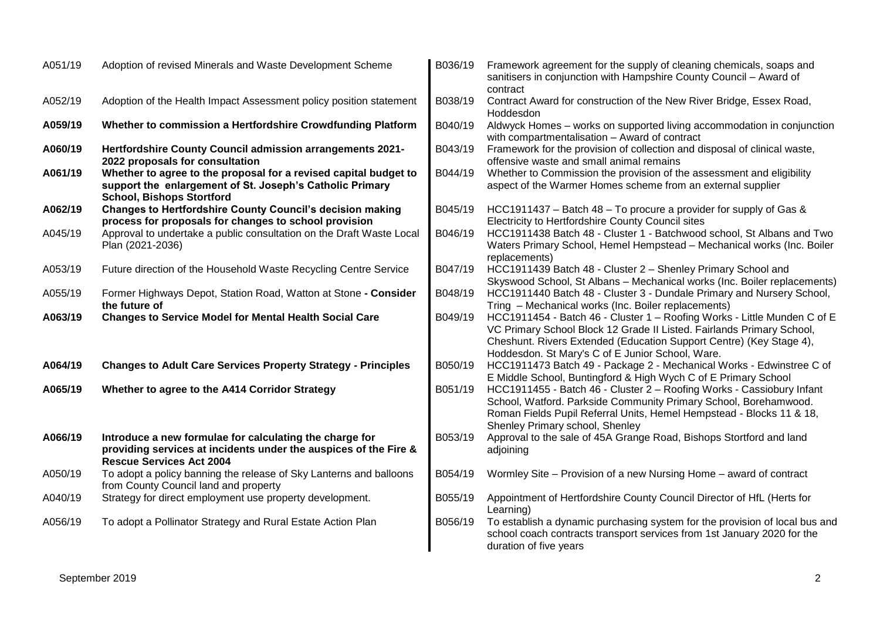| | |
|---|---|
| A051/19 | Adoption of revised Minerals and Waste Development Scheme |
| A052/19 | Adoption of the Health Impact Assessment policy position statement |
| **A059/19** | **Whether to commission a Hertfordshire Crowdfunding Platform** |
| **A060/19** | **Hertfordshire County Council admission arrangements 2021-2022 proposals for consultation** |
| **A061/19** | **Whether to agree to the proposal for a revised capital budget to support the enlargement of St. Joseph's Catholic Primary School, Bishops Stortford** |
| **A062/19** | **Changes to Hertfordshire County Council's decision making process for proposals for changes to school provision** |
| A045/19 | Approval to undertake a public consultation on the Draft Waste Local Plan (2021-2036) |
| A053/19 | Future direction of the Household Waste Recycling Centre Service |
| A055/19 | Former Highways Depot, Station Road, Watton at Stone **- Consider the future of** |
| **A063/19** | **Changes to Service Model for Mental Health Social Care** |
| **A064/19** | **Changes to Adult Care Services Property Strategy - Principles** |
| **A065/19** | **Whether to agree to the A414 Corridor Strategy** |
| **A066/19** | **Introduce a new formulae for calculating the charge for providing services at incidents under the auspices of the Fire & Rescue Services Act 2004** |
| A050/19 | To adopt a policy banning the release of Sky Lanterns and balloons from County Council land and property |
| A040/19 | Strategy for direct employment use property development. |
| A056/19 | To adopt a Pollinator Strategy and Rural Estate Action Plan |

| | |
|---|---|
| B036/19 | Framework agreement for the supply of cleaning chemicals, soaps and sanitisers in conjunction with Hampshire County Council – Award of contract |
| B038/19 | Contract Award for construction of the New River Bridge, Essex Road, Hoddesdon |
| B040/19 | Aldwyck Homes – works on supported living accommodation in conjunction with compartmentalisation – Award of contract |
| B043/19 | Framework for the provision of collection and disposal of clinical waste, offensive waste and small animal remains |
| B044/19 | Whether to Commission the provision of the assessment and eligibility aspect of the Warmer Homes scheme from an external supplier |
| B045/19 | HCC1911437 – Batch 48 – To procure a provider for supply of Gas & Electricity to Hertfordshire County Council sites |
| B046/19 | HCC1911438 Batch 48 - Cluster 1 - Batchwood school, St Albans and Two Waters Primary School, Hemel Hempstead – Mechanical works (Inc. Boiler replacements) |
| B047/19 | HCC1911439 Batch 48 - Cluster 2 – Shenley Primary School and Skyswood School, St Albans – Mechanical works (Inc. Boiler replacements) |
| B048/19 | HCC1911440 Batch 48 - Cluster 3 - Dundale Primary and Nursery School, Tring – Mechanical works (Inc. Boiler replacements) |
| B049/19 | HCC1911454 - Batch 46 - Cluster 1 – Roofing Works - Little Munden C of E VC Primary School Block 12 Grade II Listed. Fairlands Primary School, Cheshunt. Rivers Extended (Education Support Centre) (Key Stage 4), Hoddesdon. St Mary's C of E Junior School, Ware. |
| B050/19 | HCC1911473 Batch 49 - Package 2 - Mechanical Works - Edwinstree C of E Middle School, Buntingford & High Wych C of E Primary School |
| B051/19 | HCC1911455 - Batch 46 - Cluster 2 – Roofing Works - Cassiobury Infant School, Watford. Parkside Community Primary School, Borehamwood. Roman Fields Pupil Referral Units, Hemel Hempstead - Blocks 11 & 18, Shenley Primary school, Shenley |
| B053/19 | Approval to the sale of 45A Grange Road, Bishops Stortford and land adjoining |
| B054/19 | Wormley Site – Provision of a new Nursing Home – award of contract |
| B055/19 | Appointment of Hertfordshire County Council Director of HfL (Herts for Learning) |
| B056/19 | To establish a dynamic purchasing system for the provision of local bus and school coach contracts transport services from 1st January 2020 for the duration of five years |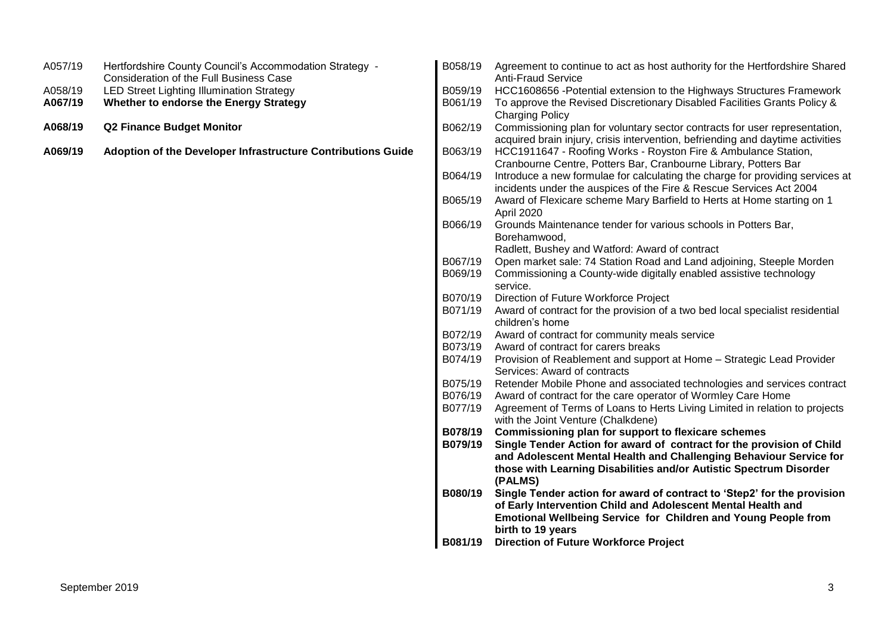A057/19 Hertfordshire County Council's Accommodation Strategy - Consideration of the Full Business Case

A058/19 LED Street Lighting Illumination Strategy

**A067/19 Whether to endorse the Energy Strategy**

**A068/19 Q2 Finance Budget Monitor**

**A069/19 Adoption of the Developer Infrastructure Contributions Guide**

B058/19 Agreement to continue to act as host authority for the Hertfordshire Shared Anti-Fraud Service

B059/19 HCC1608656 -Potential extension to the Highways Structures Framework

B061/19 To approve the Revised Discretionary Disabled Facilities Grants Policy & Charging Policy

B062/19 Commissioning plan for voluntary sector contracts for user representation, acquired brain injury, crisis intervention, befriending and daytime activities

B063/19 HCC1911647 - Roofing Works - Royston Fire & Ambulance Station, Cranbourne Centre, Potters Bar, Cranbourne Library, Potters Bar

B064/19 Introduce a new formulae for calculating the charge for providing services at incidents under the auspices of the Fire & Rescue Services Act 2004

B065/19 Award of Flexicare scheme Mary Barfield to Herts at Home starting on 1 April 2020

B066/19 Grounds Maintenance tender for various schools in Potters Bar, Borehamwood, Radlett, Bushey and Watford: Award of contract

B067/19 Open market sale: 74 Station Road and Land adjoining, Steeple Morden

B069/19 Commissioning a County-wide digitally enabled assistive technology service.

B070/19 Direction of Future Workforce Project

B071/19 Award of contract for the provision of a two bed local specialist residential children's home

B072/19 Award of contract for community meals service

B073/19 Award of contract for carers breaks

B074/19 Provision of Reablement and support at Home – Strategic Lead Provider Services: Award of contracts

B075/19 Retender Mobile Phone and associated technologies and services contract

B076/19 Award of contract for the care operator of Wormley Care Home

B077/19 Agreement of Terms of Loans to Herts Living Limited in relation to projects with the Joint Venture (Chalkdene)

**B078/19 Commissioning plan for support to flexicare schemes**

**B079/19 Single Tender Action for award of contract for the provision of Child and Adolescent Mental Health and Challenging Behaviour Service for those with Learning Disabilities and/or Autistic Spectrum Disorder (PALMS)**

**B080/19 Single Tender action for award of contract to 'Step2' for the provision of Early Intervention Child and Adolescent Mental Health and Emotional Wellbeing Service for Children and Young People from birth to 19 years**

**B081/19 Direction of Future Workforce Project**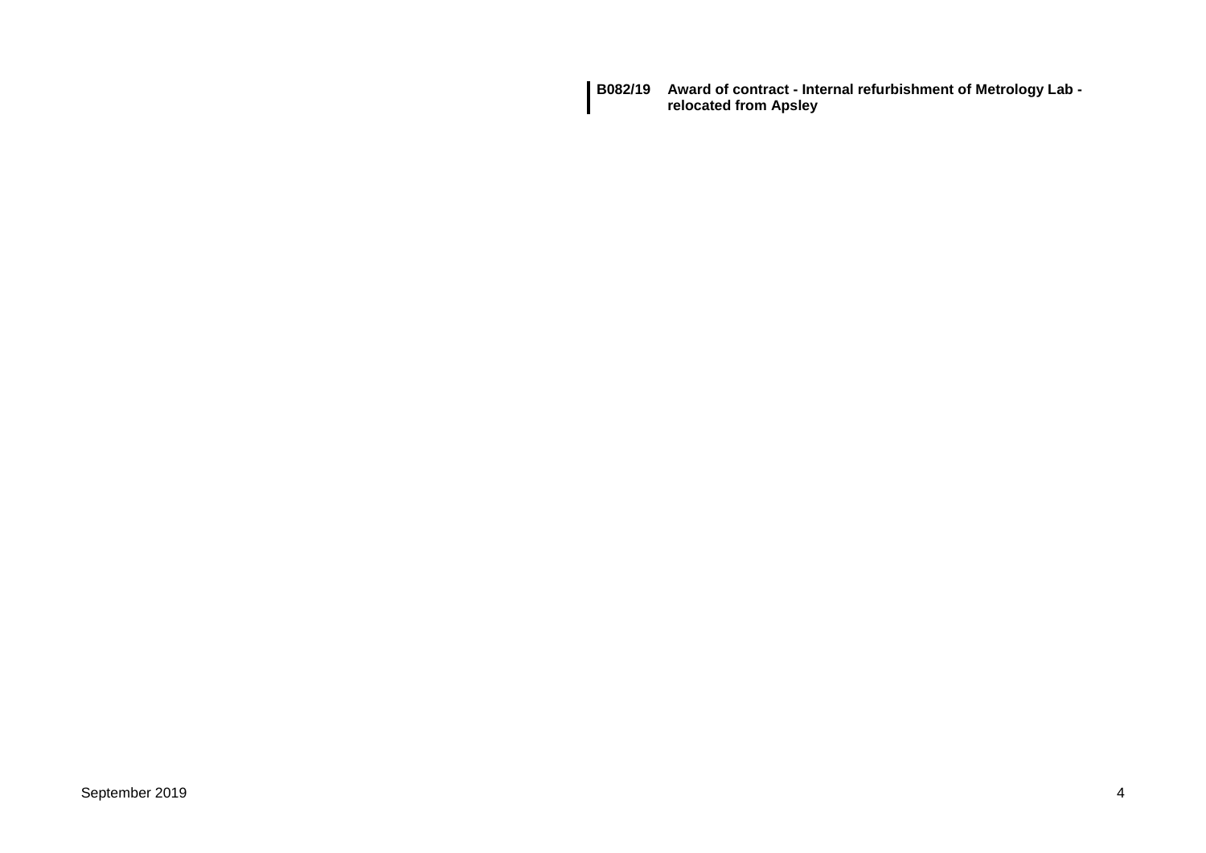**B082/19** **Award of contract - Internal refurbishment of Metrology Lab - relocated from Apsley**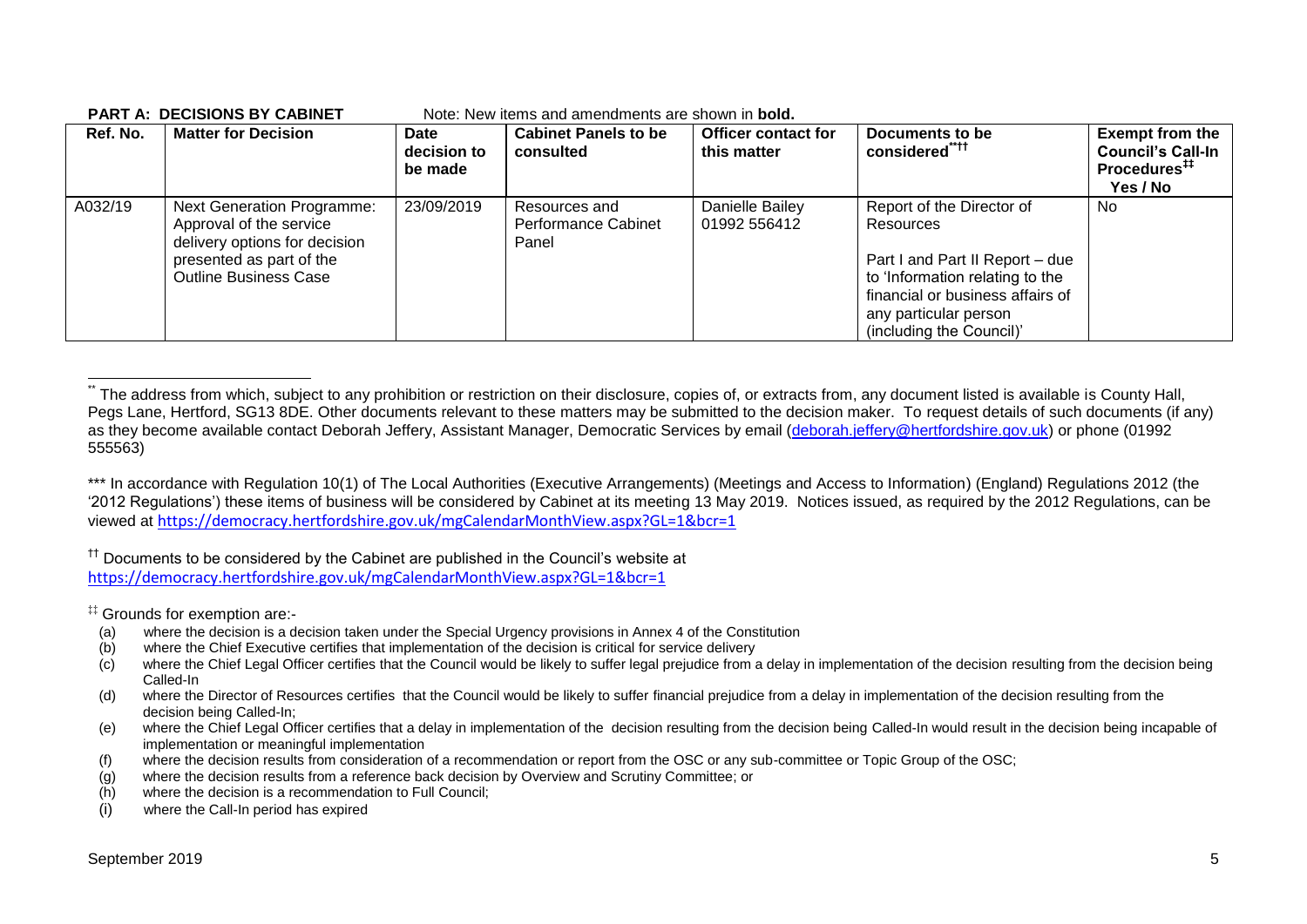**PART A: DECISIONS BY CABINET** Note: New items and amendments are shown in **bold.**

| Ref. No. | Matter for Decision | Date decision to be made | Cabinet Panels to be consulted | Officer contact for this matter | Documents to be considered[\*\*††] | Exempt from the Council's Call-In Procedures[‡‡] Yes / No |
|---|---|---|---|---|---|---|
| A032/19 | Next Generation Programme: Approval of the service delivery options for decision presented as part of the Outline Business Case | 23/09/2019 | Resources and Performance Cabinet Panel | Danielle Bailey 01992 556412 | Report of the Director of Resources<br><br>Part I and Part II Report – due to 'Information relating to the financial or business affairs of any particular person (including the Council)' | No |

[\*\*] The address from which, subject to any prohibition or restriction on their disclosure, copies of, or extracts from, any document listed is available is County Hall, Pegs Lane, Hertford, SG13 8DE. Other documents relevant to these matters may be submitted to the decision maker. To request details of such documents (if any) as they become available contact Deborah Jeffery, Assistant Manager, Democratic Services by email (deborah.jeffery@hertfordshire.gov.uk) or phone (01992 555563)

\*\*\* In accordance with Regulation 10(1) of The Local Authorities (Executive Arrangements) (Meetings and Access to Information) (England) Regulations 2012 (the '2012 Regulations') these items of business will be considered by Cabinet at its meeting 13 May 2019. Notices issued, as required by the 2012 Regulations, can be viewed at https://democracy.hertfordshire.gov.uk/mgCalendarMonthView.aspx?GL=1&bcr=1

[††] Documents to be considered by the Cabinet are published in the Council's website at https://democracy.hertfordshire.gov.uk/mgCalendarMonthView.aspx?GL=1&bcr=1

[‡‡] Grounds for exemption are:-

- (a) where the decision is a decision taken under the Special Urgency provisions in Annex 4 of the Constitution
- (b) where the Chief Executive certifies that implementation of the decision is critical for service delivery
- (c) where the Chief Legal Officer certifies that the Council would be likely to suffer legal prejudice from a delay in implementation of the decision resulting from the decision being Called-In
- (d) where the Director of Resources certifies that the Council would be likely to suffer financial prejudice from a delay in implementation of the decision resulting from the decision being Called-In;
- (e) where the Chief Legal Officer certifies that a delay in implementation of the decision resulting from the decision being Called-In would result in the decision being incapable of implementation or meaningful implementation
- (f) where the decision results from consideration of a recommendation or report from the OSC or any sub-committee or Topic Group of the OSC;
- (g) where the decision results from a reference back decision by Overview and Scrutiny Committee; or
- (h) where the decision is a recommendation to Full Council;
- (i) where the Call-In period has expired

September 2019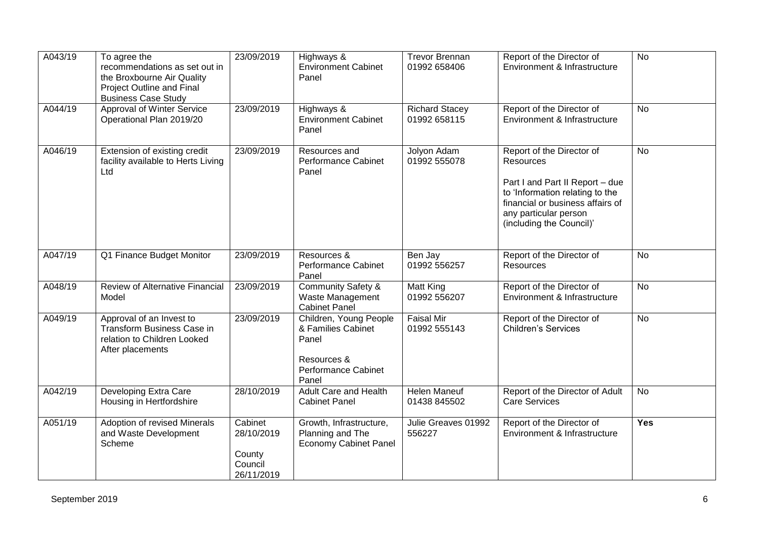| A043/19 | To agree the recommendations as set out in the Broxbourne Air Quality Project Outline and Final Business Case Study | 23/09/2019 | Highways & Environment Cabinet Panel | Trevor Brennan 01992 658406 | Report of the Director of Environment & Infrastructure | No |
|---|---|---|---|---|---|---|
| A044/19 | Approval of Winter Service Operational Plan 2019/20 | 23/09/2019 | Highways & Environment Cabinet Panel | Richard Stacey 01992 658115 | Report of the Director of Environment & Infrastructure | No |
| A046/19 | Extension of existing credit facility available to Herts Living Ltd | 23/09/2019 | Resources and Performance Cabinet Panel | Jolyon Adam 01992 555078 | Report of the Director of Resources<br><br>Part I and Part II Report – due to 'Information relating to the financial or business affairs of any particular person (including the Council)' | No |
| A047/19 | Q1 Finance Budget Monitor | 23/09/2019 | Resources & Performance Cabinet Panel | Ben Jay 01992 556257 | Report of the Director of Resources | No |
| A048/19 | Review of Alternative Financial Model | 23/09/2019 | Community Safety & Waste Management Cabinet Panel | Matt King 01992 556207 | Report of the Director of Environment & Infrastructure | No |
| A049/19 | Approval of an Invest to Transform Business Case in relation to Children Looked After placements | 23/09/2019 | Children, Young People & Families Cabinet Panel<br><br>Resources & Performance Cabinet Panel | Faisal Mir 01992 555143 | Report of the Director of Children's Services | No |
| A042/19 | Developing Extra Care Housing in Hertfordshire | 28/10/2019 | Adult Care and Health Cabinet Panel | Helen Maneuf 01438 845502 | Report of the Director of Adult Care Services | No |
| A051/19 | Adoption of revised Minerals and Waste Development Scheme | Cabinet 28/10/2019<br><br>County Council 26/11/2019 | Growth, Infrastructure, Planning and The Economy Cabinet Panel | Julie Greaves 01992 556227 | Report of the Director of Environment & Infrastructure | **Yes** |

September 2019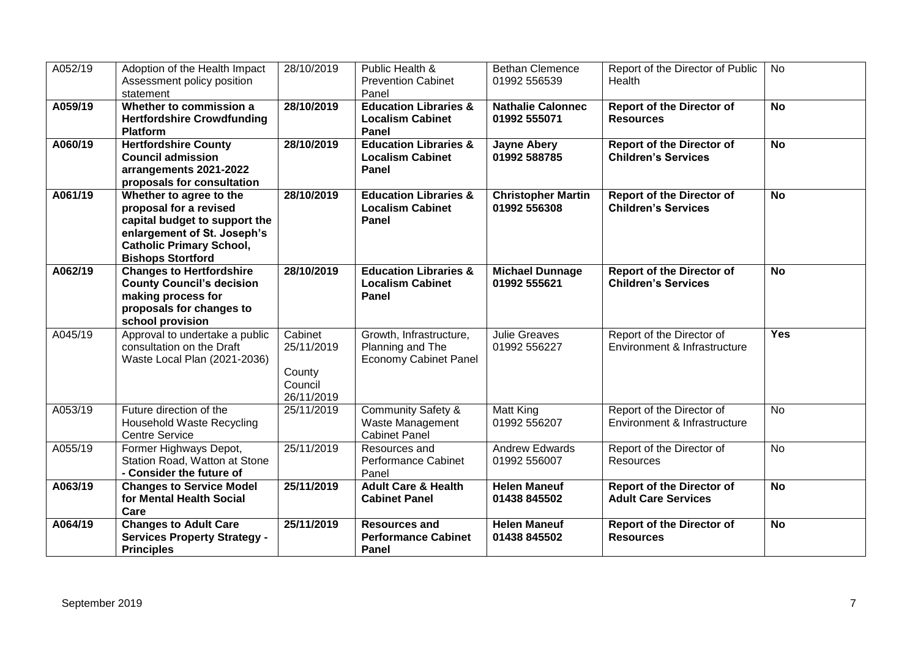| | | | | | | |
|---|---|---|---|---|---|---|
| A052/19 | Adoption of the Health Impact Assessment policy position statement | 28/10/2019 | Public Health & Prevention Cabinet Panel | Bethan Clemence 01992 556539 | Report of the Director of Public Health | No |
| **A059/19** | **Whether to commission a Hertfordshire Crowdfunding Platform** | **28/10/2019** | **Education Libraries & Localism Cabinet Panel** | **Nathalie Calonnec 01992 555071** | **Report of the Director of Resources** | **No** |
| **A060/19** | **Hertfordshire County Council admission arrangements 2021-2022 proposals for consultation** | **28/10/2019** | **Education Libraries & Localism Cabinet Panel** | **Jayne Abery 01992 588785** | **Report of the Director of Children's Services** | **No** |
| **A061/19** | **Whether to agree to the proposal for a revised capital budget to support the enlargement of St. Joseph's Catholic Primary School, Bishops Stortford** | **28/10/2019** | **Education Libraries & Localism Cabinet Panel** | **Christopher Martin 01992 556308** | **Report of the Director of Children's Services** | **No** |
| **A062/19** | **Changes to Hertfordshire County Council's decision making process for proposals for changes to school provision** | **28/10/2019** | **Education Libraries & Localism Cabinet Panel** | **Michael Dunnage 01992 555621** | **Report of the Director of Children's Services** | **No** |
| A045/19 | Approval to undertake a public consultation on the Draft Waste Local Plan (2021-2036) | Cabinet 25/11/2019<br><br>County Council 26/11/2019 | Growth, Infrastructure, Planning and The Economy Cabinet Panel | Julie Greaves 01992 556227 | Report of the Director of Environment & Infrastructure | **Yes** |
| A053/19 | Future direction of the Household Waste Recycling Centre Service | 25/11/2019 | Community Safety & Waste Management Cabinet Panel | Matt King 01992 556207 | Report of the Director of Environment & Infrastructure | No |
| A055/19 | Former Highways Depot, Station Road, Watton at Stone - Consider the future of | 25/11/2019 | Resources and Performance Cabinet Panel | Andrew Edwards 01992 556007 | Report of the Director of Resources | No |
| **A063/19** | **Changes to Service Model for Mental Health Social Care** | **25/11/2019** | **Adult Care & Health Cabinet Panel** | **Helen Maneuf 01438 845502** | **Report of the Director of Adult Care Services** | **No** |
| **A064/19** | **Changes to Adult Care Services Property Strategy - Principles** | **25/11/2019** | **Resources and Performance Cabinet Panel** | **Helen Maneuf 01438 845502** | **Report of the Director of Resources** | **No** |

September 2019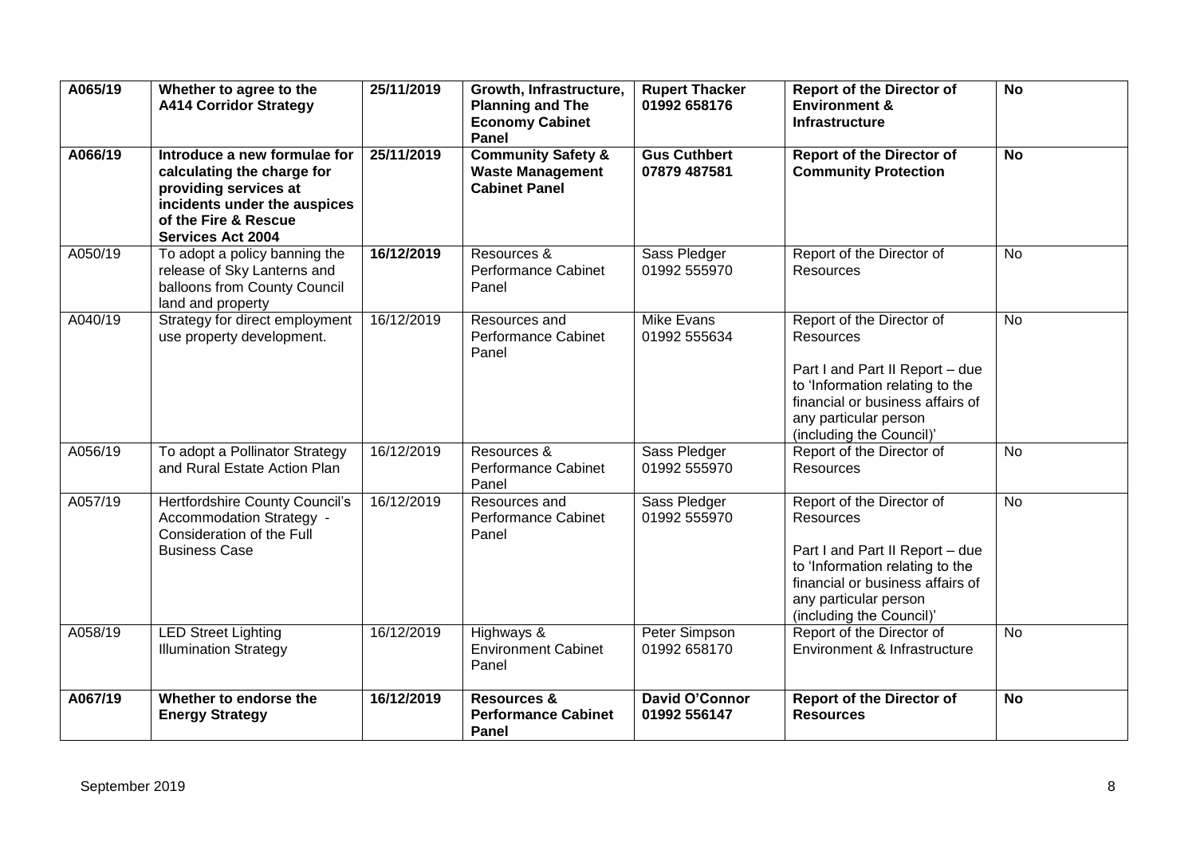| **A065/19** | **Whether to agree to the A414 Corridor Strategy** | **25/11/2019** | **Growth, Infrastructure, Planning and The Economy Cabinet Panel** | **Rupert Thacker 01992 658176** | **Report of the Director of Environment & Infrastructure** | **No** |
|---|---|---|---|---|---|---|
| **A066/19** | **Introduce a new formulae for calculating the charge for providing services at incidents under the auspices of the Fire & Rescue Services Act 2004** | **25/11/2019** | **Community Safety & Waste Management Cabinet Panel** | **Gus Cuthbert 07879 487581** | **Report of the Director of Community Protection** | **No** |
| A050/19 | To adopt a policy banning the release of Sky Lanterns and balloons from County Council land and property | **16/12/2019** | Resources & Performance Cabinet Panel | Sass Pledger 01992 555970 | Report of the Director of Resources | No |
| A040/19 | Strategy for direct employment use property development. | 16/12/2019 | Resources and Performance Cabinet Panel | Mike Evans 01992 555634 | Report of the Director of Resources<br><br>Part I and Part II Report – due to 'Information relating to the financial or business affairs of any particular person (including the Council)' | No |
| A056/19 | To adopt a Pollinator Strategy and Rural Estate Action Plan | 16/12/2019 | Resources & Performance Cabinet Panel | Sass Pledger 01992 555970 | Report of the Director of Resources | No |
| A057/19 | Hertfordshire County Council's Accommodation Strategy - Consideration of the Full Business Case | 16/12/2019 | Resources and Performance Cabinet Panel | Sass Pledger 01992 555970 | Report of the Director of Resources<br><br>Part I and Part II Report – due to 'Information relating to the financial or business affairs of any particular person (including the Council)' | No |
| A058/19 | LED Street Lighting Illumination Strategy | 16/12/2019 | Highways & Environment Cabinet Panel | Peter Simpson 01992 658170 | Report of the Director of Environment & Infrastructure | No |
| **A067/19** | **Whether to endorse the Energy Strategy** | **16/12/2019** | **Resources & Performance Cabinet Panel** | **David O'Connor 01992 556147** | **Report of the Director of Resources** | **No** |

September 2019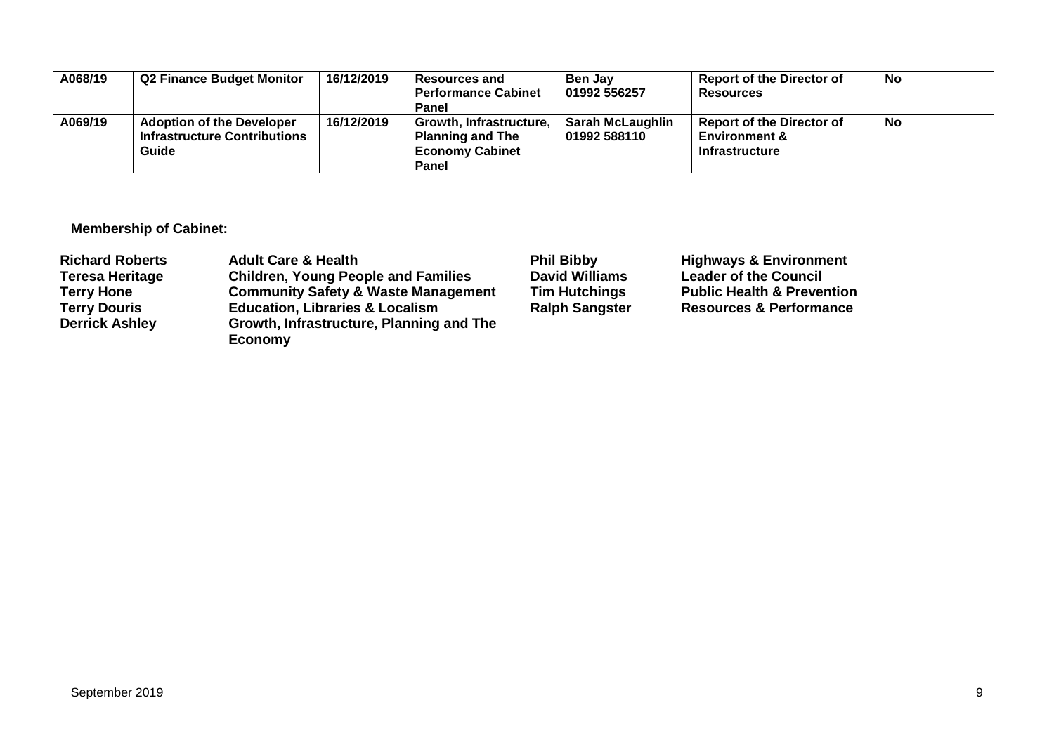| A068/19 | Q2 Finance Budget Monitor | 16/12/2019 | Resources and Performance Cabinet Panel | Ben Jay 01992 556257 | Report of the Director of Resources | No |
|---|---|---|---|---|---|---|
| A069/19 | Adoption of the Developer Infrastructure Contributions Guide | 16/12/2019 | Growth, Infrastructure, Planning and The Economy Cabinet Panel | Sarah McLaughlin 01992 588110 | Report of the Director of Environment & Infrastructure | No |

**Membership of Cabinet:**

| | | | |
|---|---|---|---|
| **Richard Roberts** | **Adult Care & Health** | **Phil Bibby** | **Highways & Environment** |
| **Teresa Heritage** | **Children, Young People and Families** | **David Williams** | **Leader of the Council** |
| **Terry Hone** | **Community Safety & Waste Management** | **Tim Hutchings** | **Public Health & Prevention** |
| **Terry Douris** | **Education, Libraries & Localism** | **Ralph Sangster** | **Resources & Performance** |
| **Derrick Ashley** | **Growth, Infrastructure, Planning and The Economy** | | |

September 2019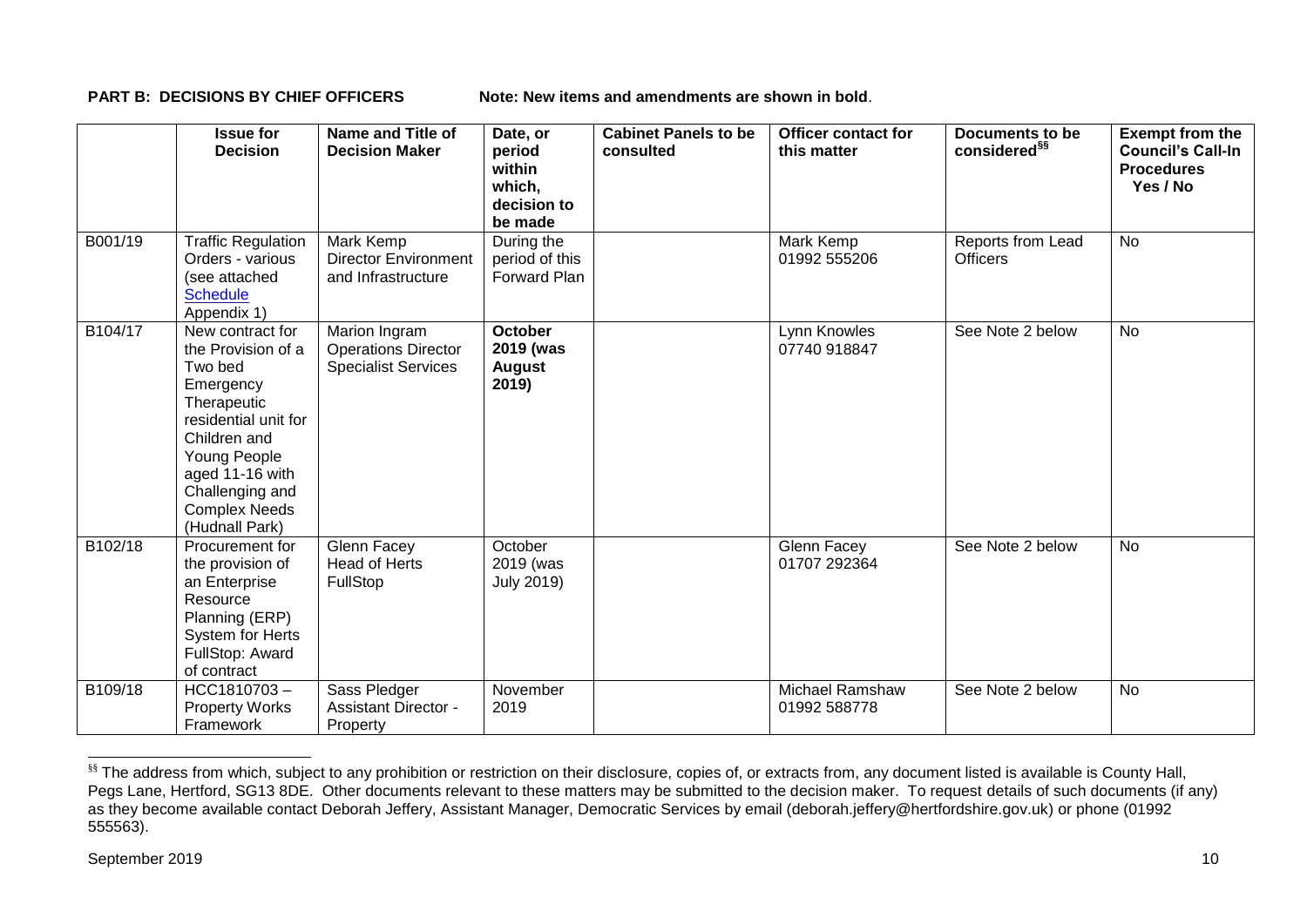**PART B: DECISIONS BY CHIEF OFFICERS** Note: New items and amendments are shown in **bold**.

| | Issue for Decision | Name and Title of Decision Maker | Date, or period within which, decision to be made | Cabinet Panels to be consulted | Officer contact for this matter | Documents to be considered[§§] | Exempt from the Council's Call-In Procedures Yes / No |
|---|---|---|---|---|---|---|---|
| B001/19 | Traffic Regulation Orders - various (see attached Schedule Appendix 1) | Mark Kemp Director Environment and Infrastructure | During the period of this Forward Plan | | Mark Kemp 01992 555206 | Reports from Lead Officers | No |
| B104/17 | New contract for the Provision of a Two bed Emergency Therapeutic residential unit for Children and Young People aged 11-16 with Challenging and Complex Needs (Hudnall Park) | Marion Ingram Operations Director Specialist Services | **October 2019 (was August 2019)** | | Lynn Knowles 07740 918847 | See Note 2 below | No |
| B102/18 | Procurement for the provision of an Enterprise Resource Planning (ERP) System for Herts FullStop: Award of contract | Glenn Facey Head of Herts FullStop | October 2019 (was July 2019) | | Glenn Facey 01707 292364 | See Note 2 below | No |
| B109/18 | HCC1810703 – Property Works Framework | Sass Pledger Assistant Director - Property | November 2019 | | Michael Ramshaw 01992 588778 | See Note 2 below | No |

[§§] The address from which, subject to any prohibition or restriction on their disclosure, copies of, or extracts from, any document listed is available is County Hall, Pegs Lane, Hertford, SG13 8DE. Other documents relevant to these matters may be submitted to the decision maker. To request details of such documents (if any) as they become available contact Deborah Jeffery, Assistant Manager, Democratic Services by email (deborah.jeffery@hertfordshire.gov.uk) or phone (01992 555563).

September 2019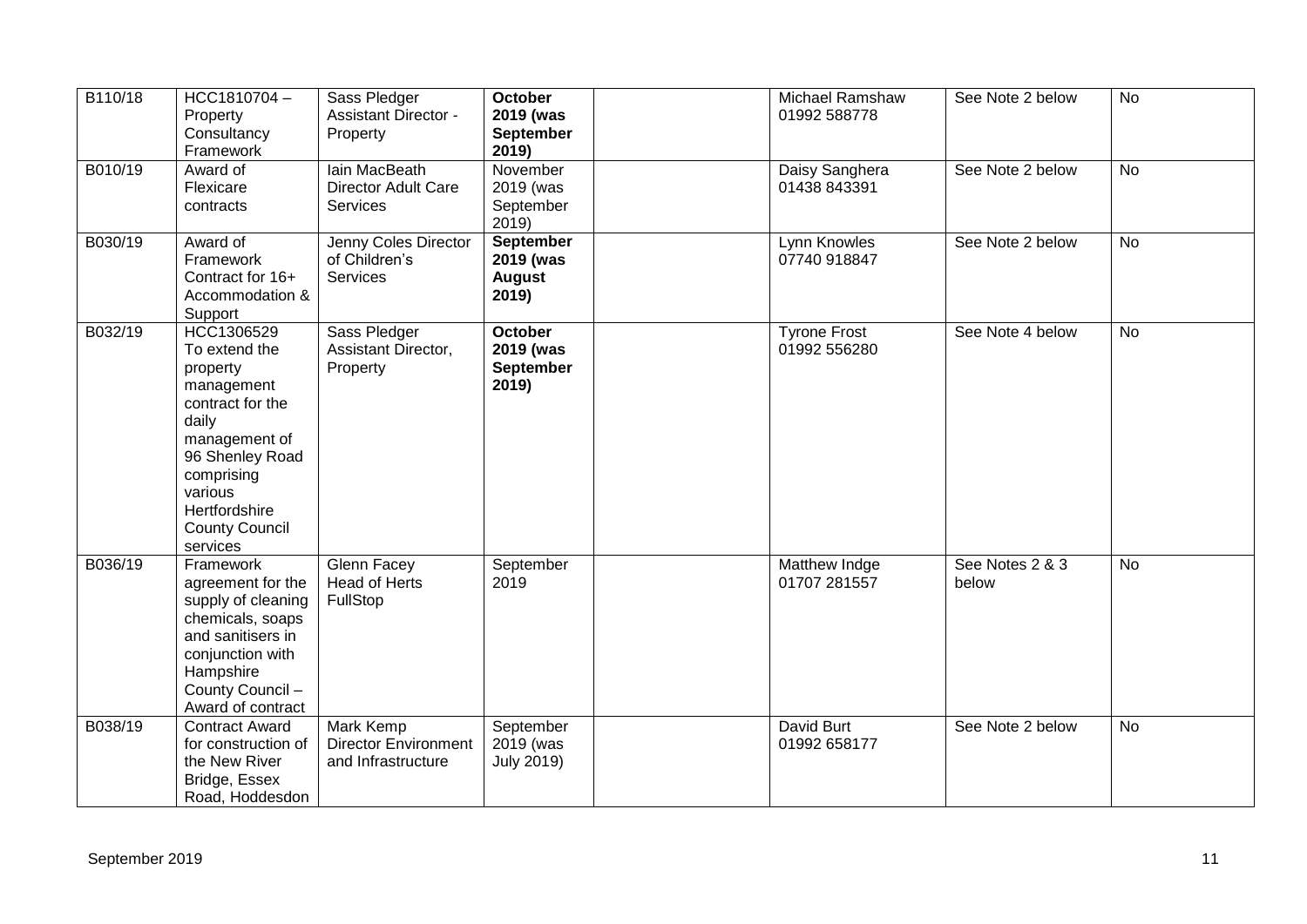| | | | | | | | |
|---|---|---|---|---|---|---|---|
| B110/18 | HCC1810704 – Property Consultancy Framework | Sass Pledger Assistant Director - Property | **October 2019 (was September 2019)** | | Michael Ramshaw 01992 588778 | See Note 2 below | No |
| B010/19 | Award of Flexicare contracts | Iain MacBeath Director Adult Care Services | November 2019 (was September 2019) | | Daisy Sanghera 01438 843391 | See Note 2 below | No |
| B030/19 | Award of Framework Contract for 16+ Accommodation & Support | Jenny Coles Director of Children's Services | **September 2019 (was August 2019)** | | Lynn Knowles 07740 918847 | See Note 2 below | No |
| B032/19 | HCC1306529 To extend the property management contract for the daily management of 96 Shenley Road comprising various Hertfordshire County Council services | Sass Pledger Assistant Director, Property | **October 2019 (was September 2019)** | | Tyrone Frost 01992 556280 | See Note 4 below | No |
| B036/19 | Framework agreement for the supply of cleaning chemicals, soaps and sanitisers in conjunction with Hampshire County Council – Award of contract | Glenn Facey Head of Herts FullStop | September 2019 | | Matthew Indge 01707 281557 | See Notes 2 & 3 below | No |
| B038/19 | Contract Award for construction of the New River Bridge, Essex Road, Hoddesdon | Mark Kemp Director Environment and Infrastructure | September 2019 (was July 2019) | | David Burt 01992 658177 | See Note 2 below | No |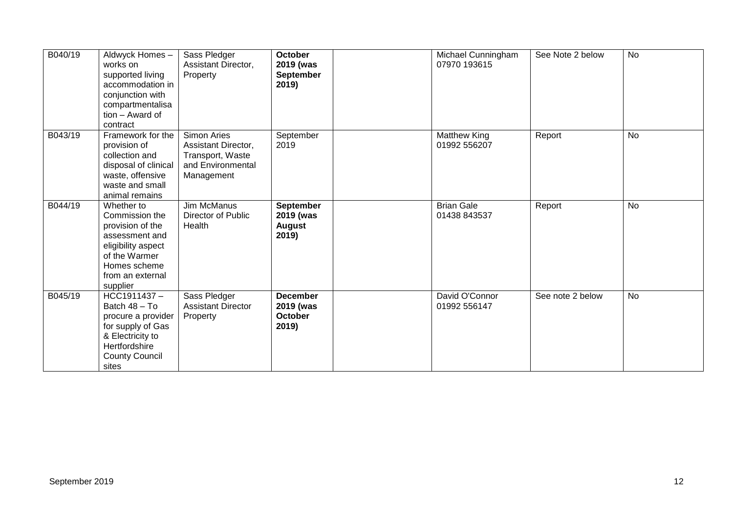| B040/19 | Aldwyck Homes – works on supported living accommodation in conjunction with compartmentalisation – Award of contract | Sass Pledger Assistant Director, Property | **October 2019 (was September 2019)** | | Michael Cunningham 07970 193615 | See Note 2 below | No |
|---|---|---|---|---|---|---|---|
| B043/19 | Framework for the provision of collection and disposal of clinical waste, offensive waste and small animal remains | Simon Aries Assistant Director, Transport, Waste and Environmental Management | September 2019 | | Matthew King 01992 556207 | Report | No |
| B044/19 | Whether to Commission the provision of the assessment and eligibility aspect of the Warmer Homes scheme from an external supplier | Jim McManus Director of Public Health | **September 2019 (was August 2019)** | | Brian Gale 01438 843537 | Report | No |
| B045/19 | HCC1911437 – Batch 48 – To procure a provider for supply of Gas & Electricity to Hertfordshire County Council sites | Sass Pledger Assistant Director Property | **December 2019 (was October 2019)** | | David O'Connor 01992 556147 | See note 2 below | No |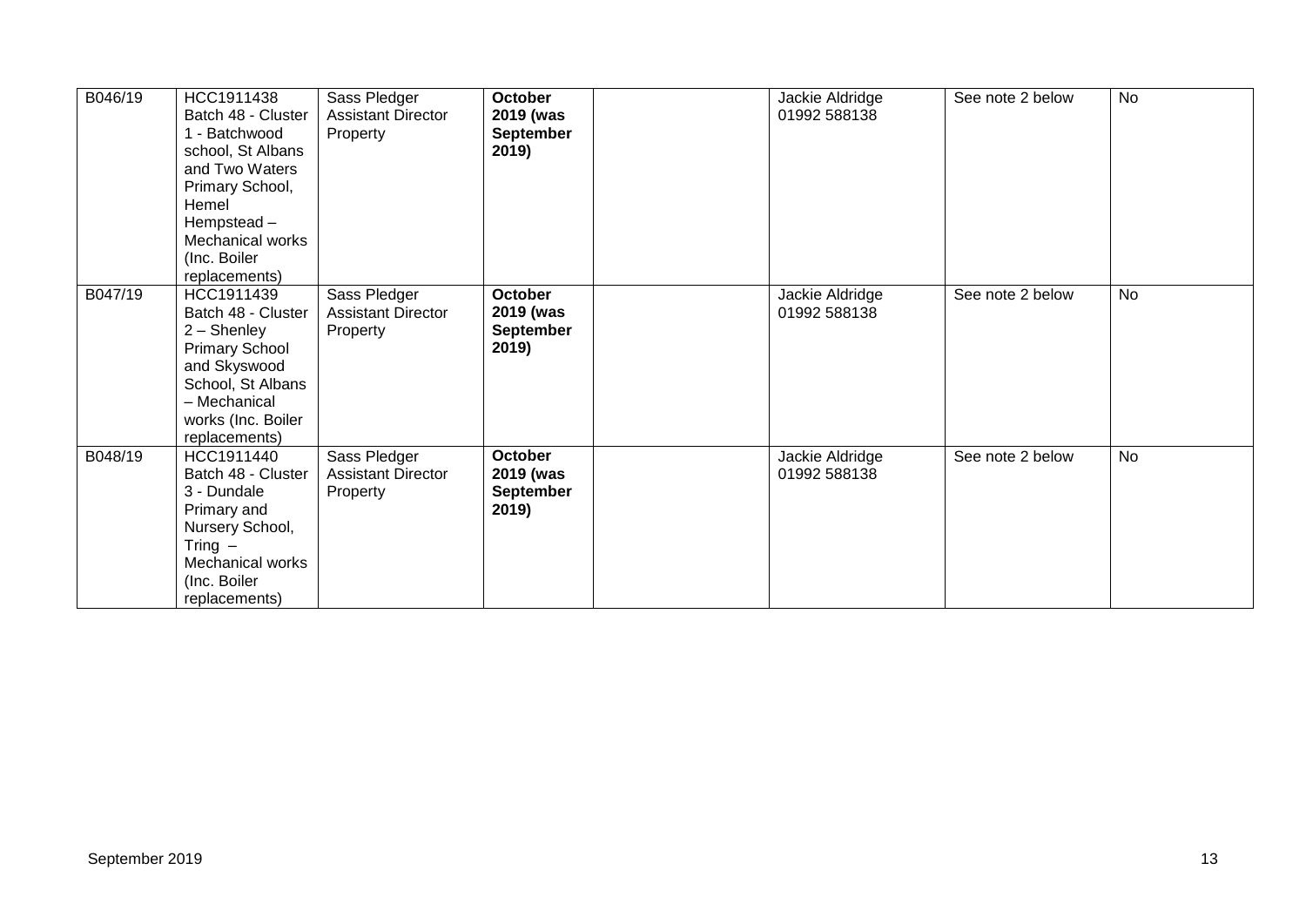| | | | | | | | |
|---|---|---|---|---|---|---|---|
| B046/19 | HCC1911438 Batch 48 - Cluster 1 - Batchwood school, St Albans and Two Waters Primary School, Hemel Hempstead – Mechanical works (Inc. Boiler replacements) | Sass Pledger Assistant Director Property | **October 2019 (was September 2019)** | | Jackie Aldridge 01992 588138 | See note 2 below | No |
| B047/19 | HCC1911439 Batch 48 - Cluster 2 – Shenley Primary School and Skyswood School, St Albans – Mechanical works (Inc. Boiler replacements) | Sass Pledger Assistant Director Property | **October 2019 (was September 2019)** | | Jackie Aldridge 01992 588138 | See note 2 below | No |
| B048/19 | HCC1911440 Batch 48 - Cluster 3 - Dundale Primary and Nursery School, Tring – Mechanical works (Inc. Boiler replacements) | Sass Pledger Assistant Director Property | **October 2019 (was September 2019)** | | Jackie Aldridge 01992 588138 | See note 2 below | No |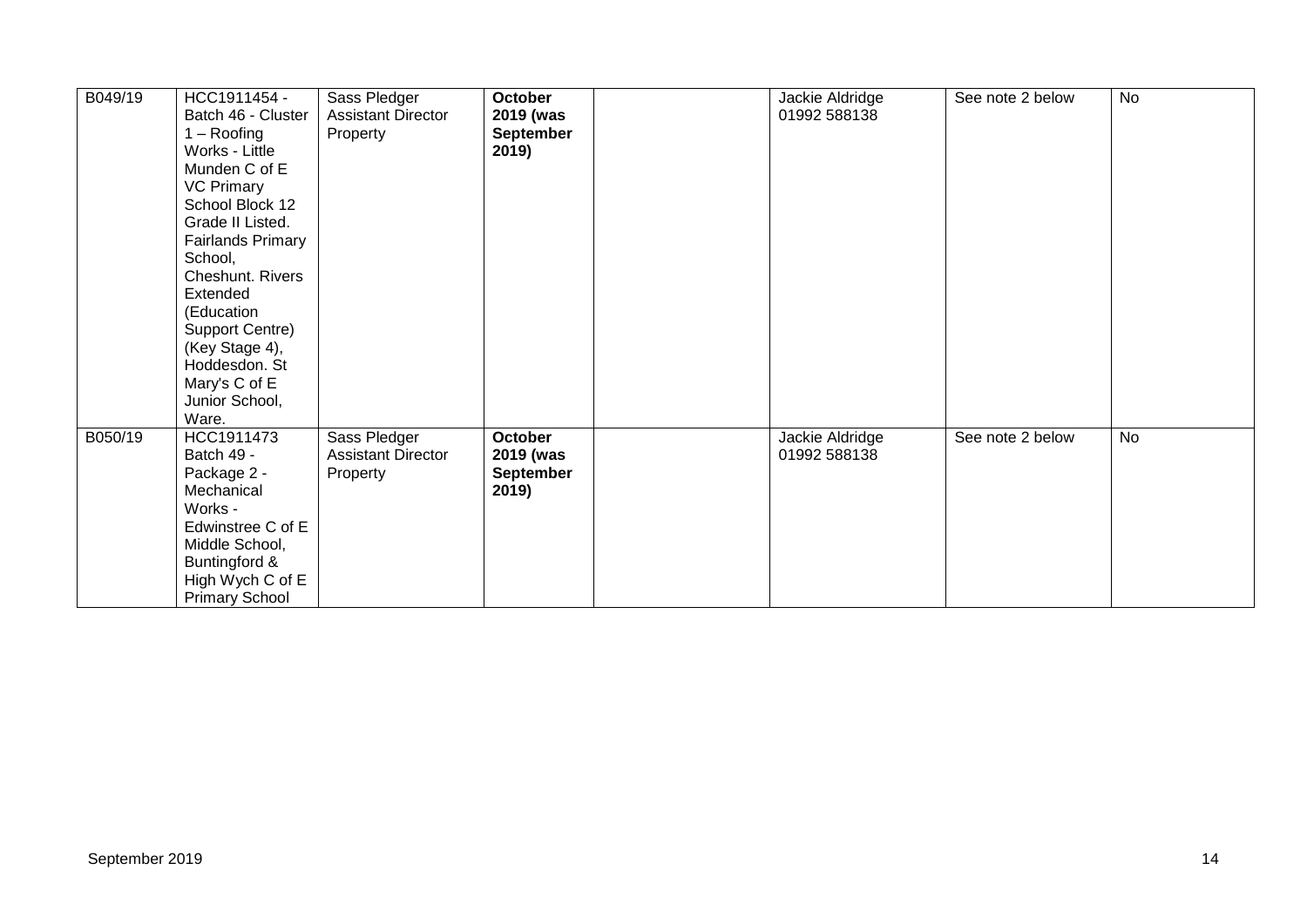| B049/19 | HCC1911454 - Batch 46 - Cluster 1 – Roofing Works - Little Munden C of E VC Primary School Block 12 Grade II Listed. Fairlands Primary School, Cheshunt. Rivers Extended (Education Support Centre) (Key Stage 4), Hoddesdon. St Mary's C of E Junior School, Ware. | Sass Pledger Assistant Director Property | **October 2019 (was September 2019)** | | Jackie Aldridge 01992 588138 | See note 2 below | No |
|---|---|---|---|---|---|---|---|
| B050/19 | HCC1911473 Batch 49 - Package 2 - Mechanical Works - Edwinstree C of E Middle School, Buntingford & High Wych C of E Primary School | Sass Pledger Assistant Director Property | **October 2019 (was September 2019)** | | Jackie Aldridge 01992 588138 | See note 2 below | No |

September 2019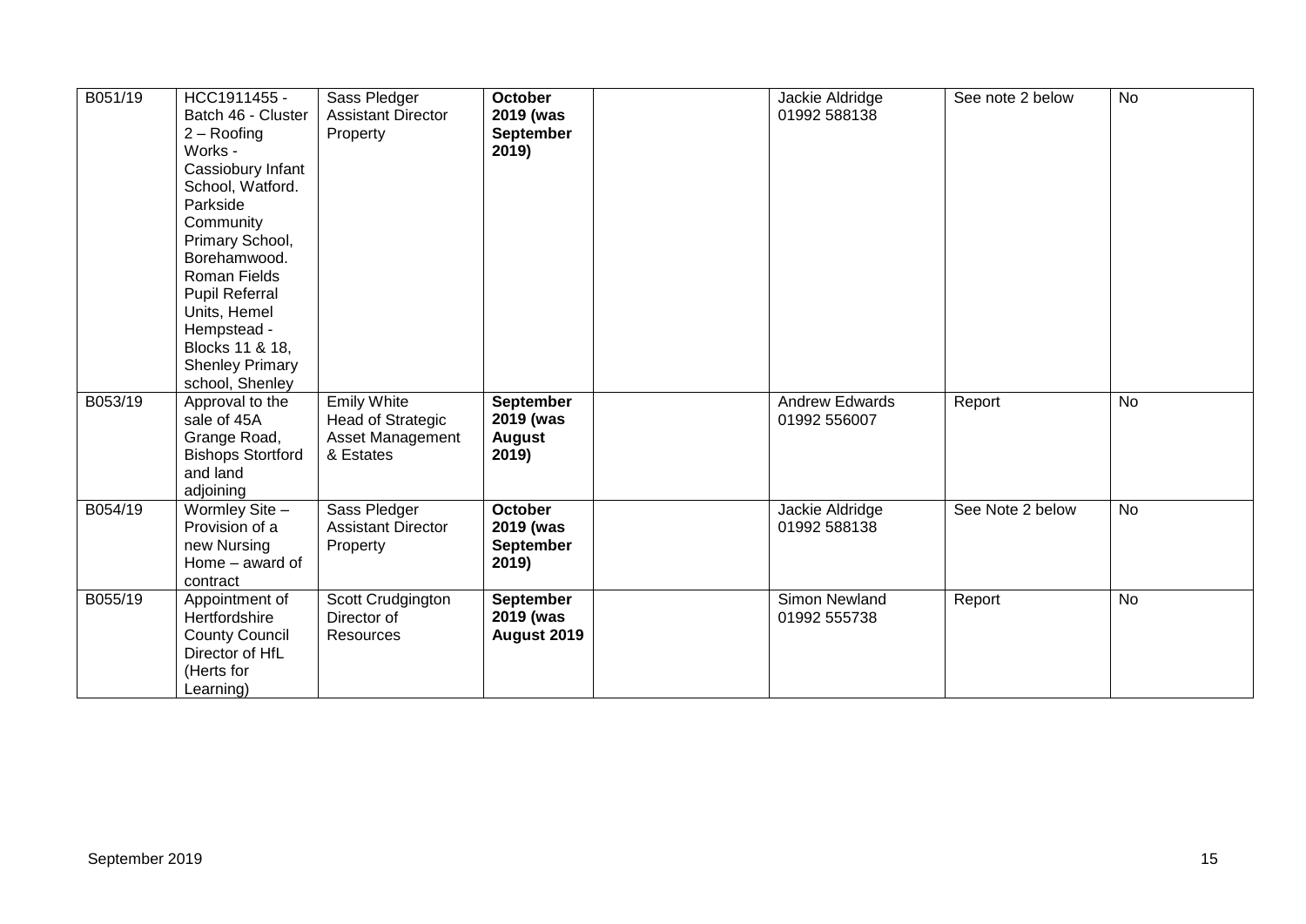| | | | | | | | |
|---|---|---|---|---|---|---|---|
| B051/19 | HCC1911455 - Batch 46 - Cluster 2 – Roofing Works - Cassiobury Infant School, Watford. Parkside Community Primary School, Borehamwood. Roman Fields Pupil Referral Units, Hemel Hempstead - Blocks 11 & 18, Shenley Primary school, Shenley | Sass Pledger Assistant Director Property | **October 2019 (was September 2019)** | | Jackie Aldridge 01992 588138 | See note 2 below | No |
| B053/19 | Approval to the sale of 45A Grange Road, Bishops Stortford and land adjoining | Emily White Head of Strategic Asset Management & Estates | **September 2019 (was August 2019)** | | Andrew Edwards 01992 556007 | Report | No |
| B054/19 | Wormley Site – Provision of a new Nursing Home – award of contract | Sass Pledger Assistant Director Property | **October 2019 (was September 2019)** | | Jackie Aldridge 01992 588138 | See Note 2 below | No |
| B055/19 | Appointment of Hertfordshire County Council Director of HfL (Herts for Learning) | Scott Crudgington Director of Resources | **September 2019 (was August 2019** | | Simon Newland 01992 555738 | Report | No |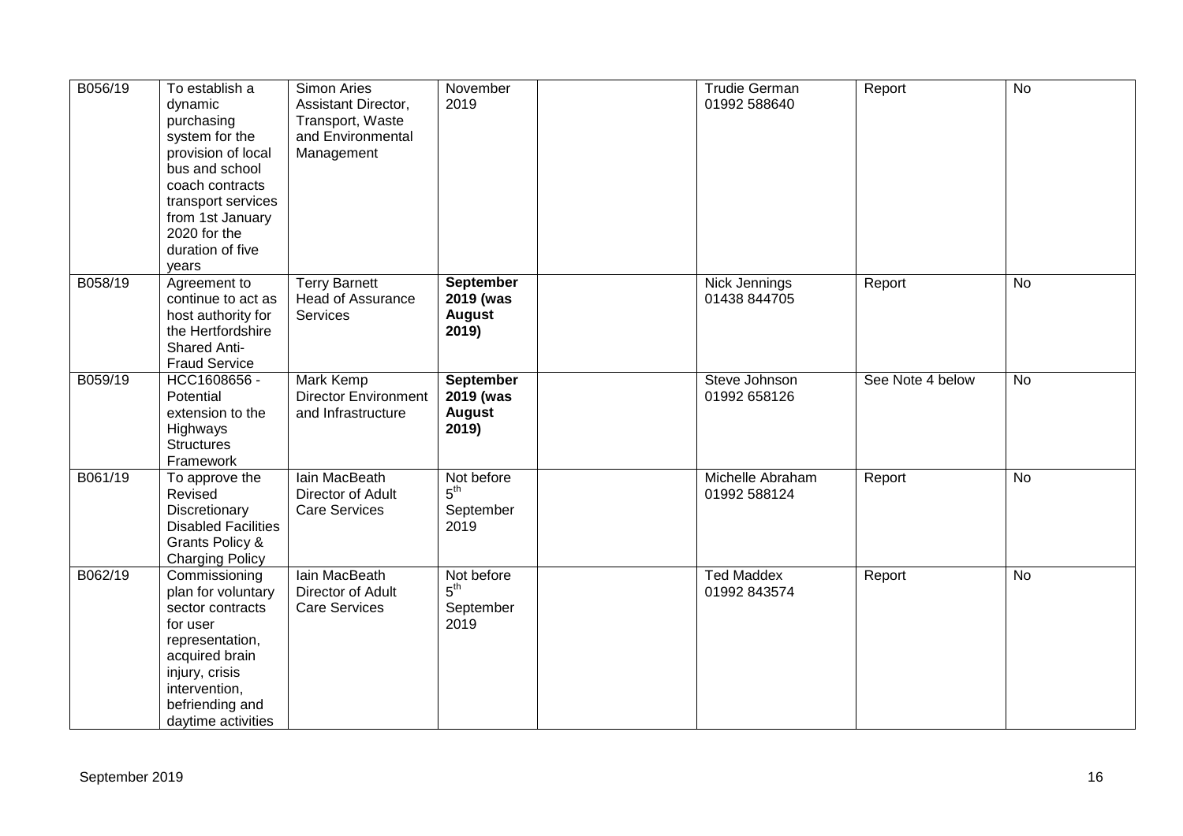| B056/19 | To establish a dynamic purchasing system for the provision of local bus and school coach contracts transport services from 1st January 2020 for the duration of five years | Simon Aries Assistant Director, Transport, Waste and Environmental Management | November 2019 | | Trudie German 01992 588640 | Report | No |
|---|---|---|---|---|---|---|---|
| B058/19 | Agreement to continue to act as host authority for the Hertfordshire Shared Anti-Fraud Service | Terry Barnett Head of Assurance Services | **September 2019 (was August 2019)** | | Nick Jennings 01438 844705 | Report | No |
| B059/19 | HCC1608656 - Potential extension to the Highways Structures Framework | Mark Kemp Director Environment and Infrastructure | **September 2019 (was August 2019)** | | Steve Johnson 01992 658126 | See Note 4 below | No |
| B061/19 | To approve the Revised Discretionary Disabled Facilities Grants Policy & Charging Policy | Iain MacBeath Director of Adult Care Services | Not before 5th September 2019 | | Michelle Abraham 01992 588124 | Report | No |
| B062/19 | Commissioning plan for voluntary sector contracts for user representation, acquired brain injury, crisis intervention, befriending and daytime activities | Iain MacBeath Director of Adult Care Services | Not before 5th September 2019 | | Ted Maddex 01992 843574 | Report | No |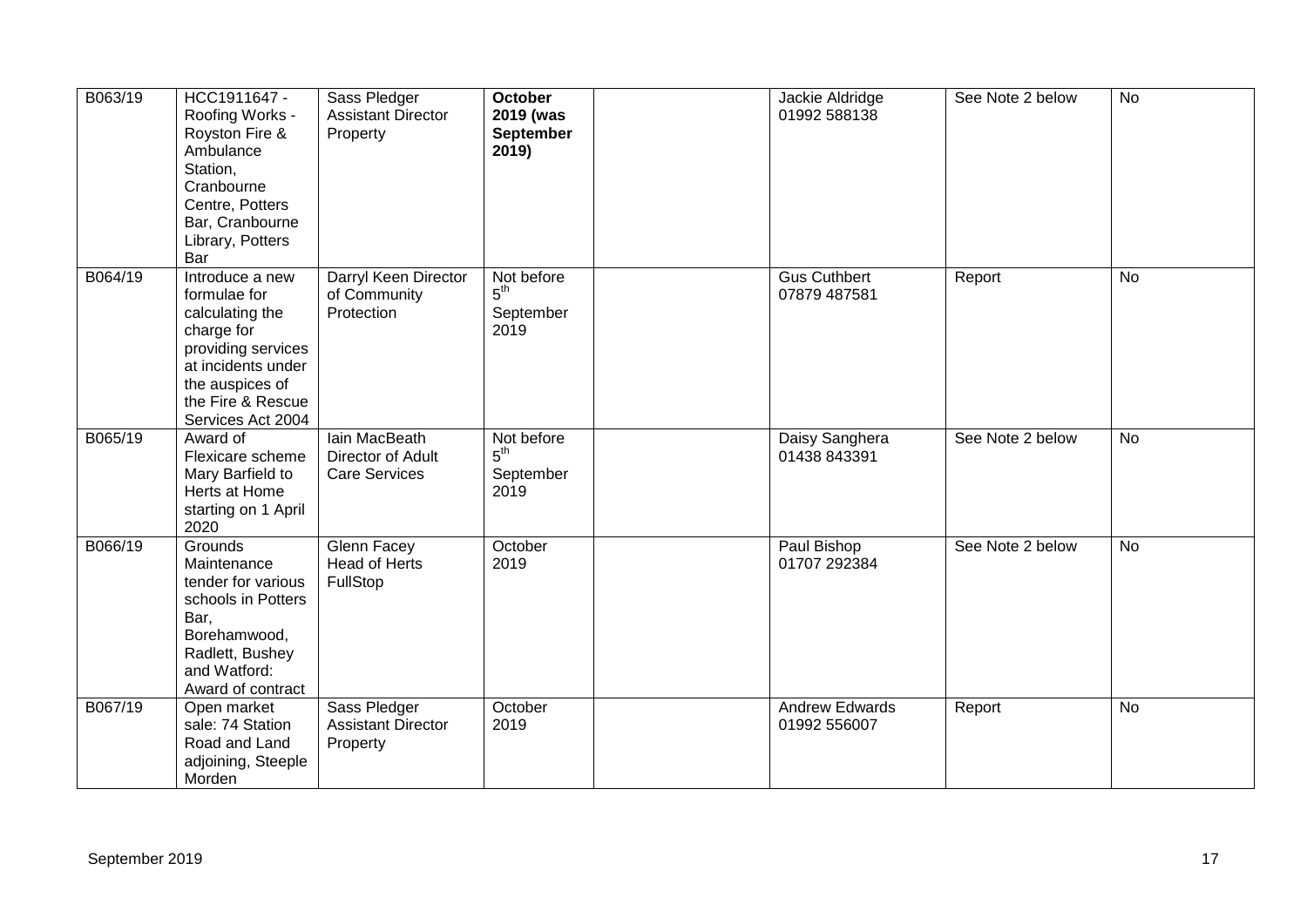| B063/19 | HCC1911647 - Roofing Works - Royston Fire & Ambulance Station, Cranbourne Centre, Potters Bar, Cranbourne Library, Potters Bar | Sass Pledger Assistant Director Property | **October 2019 (was September 2019)** | | Jackie Aldridge 01992 588138 | See Note 2 below | No |
|---|---|---|---|---|---|---|---|
| B064/19 | Introduce a new formulae for calculating the charge for providing services at incidents under the auspices of the Fire & Rescue Services Act 2004 | Darryl Keen Director of Community Protection | Not before 5th September 2019 | | Gus Cuthbert 07879 487581 | Report | No |
| B065/19 | Award of Flexicare scheme Mary Barfield to Herts at Home starting on 1 April 2020 | Iain MacBeath Director of Adult Care Services | Not before 5th September 2019 | | Daisy Sanghera 01438 843391 | See Note 2 below | No |
| B066/19 | Grounds Maintenance tender for various schools in Potters Bar, Borehamwood, Radlett, Bushey and Watford: Award of contract | Glenn Facey Head of Herts FullStop | October 2019 | | Paul Bishop 01707 292384 | See Note 2 below | No |
| B067/19 | Open market sale: 74 Station Road and Land adjoining, Steeple Morden | Sass Pledger Assistant Director Property | October 2019 | | Andrew Edwards 01992 556007 | Report | No |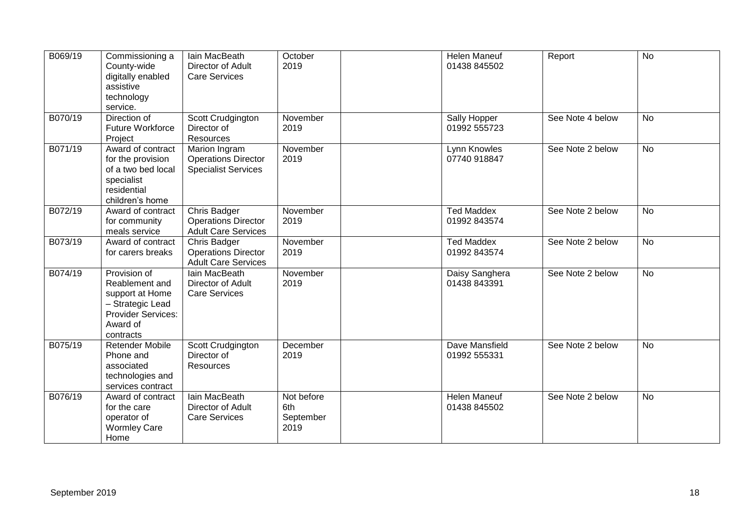| B069/19 | Commissioning a County-wide digitally enabled assistive technology service. | Iain MacBeath Director of Adult Care Services | October 2019 | | Helen Maneuf 01438 845502 | Report | No |
|---|---|---|---|---|---|---|---|
| B070/19 | Direction of Future Workforce Project | Scott Crudgington Director of Resources | November 2019 | | Sally Hopper 01992 555723 | See Note 4 below | No |
| B071/19 | Award of contract for the provision of a two bed local specialist residential children's home | Marion Ingram Operations Director Specialist Services | November 2019 | | Lynn Knowles 07740 918847 | See Note 2 below | No |
| B072/19 | Award of contract for community meals service | Chris Badger Operations Director Adult Care Services | November 2019 | | Ted Maddex 01992 843574 | See Note 2 below | No |
| B073/19 | Award of contract for carers breaks | Chris Badger Operations Director Adult Care Services | November 2019 | | Ted Maddex 01992 843574 | See Note 2 below | No |
| B074/19 | Provision of Reablement and support at Home – Strategic Lead Provider Services: Award of contracts | Iain MacBeath Director of Adult Care Services | November 2019 | | Daisy Sanghera 01438 843391 | See Note 2 below | No |
| B075/19 | Retender Mobile Phone and associated technologies and services contract | Scott Crudgington Director of Resources | December 2019 | | Dave Mansfield 01992 555331 | See Note 2 below | No |
| B076/19 | Award of contract for the care operator of Wormley Care Home | Iain MacBeath Director of Adult Care Services | Not before 6th September 2019 | | Helen Maneuf 01438 845502 | See Note 2 below | No |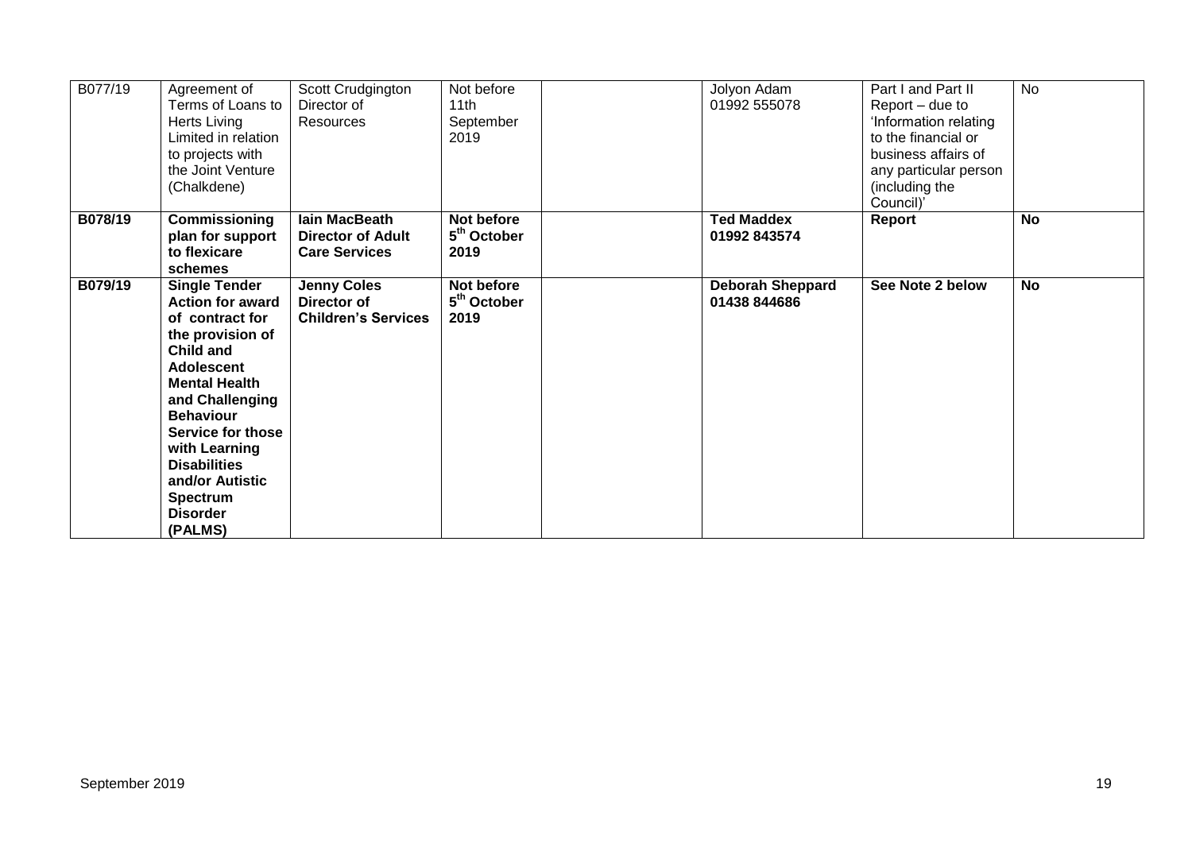| | | | | | | | |
|---|---|---|---|---|---|---|---|
| B077/19 | Agreement of Terms of Loans to Herts Living Limited in relation to projects with the Joint Venture (Chalkdene) | Scott Crudgington Director of Resources | Not before 11th September 2019 | | Jolyon Adam 01992 555078 | Part I and Part II Report – due to 'Information relating to the financial or business affairs of any particular person (including the Council)' | No |
| **B078/19** | **Commissioning plan for support to flexicare schemes** | **Iain MacBeath Director of Adult Care Services** | **Not before 5th October 2019** | | **Ted Maddex 01992 843574** | **Report** | **No** |
| **B079/19** | **Single Tender Action for award of contract for the provision of Child and Adolescent Mental Health and Challenging Behaviour Service for those with Learning Disabilities and/or Autistic Spectrum Disorder (PALMS)** | **Jenny Coles Director of Children's Services** | **Not before 5th October 2019** | | **Deborah Sheppard 01438 844686** | **See Note 2 below** | **No** |

September 2019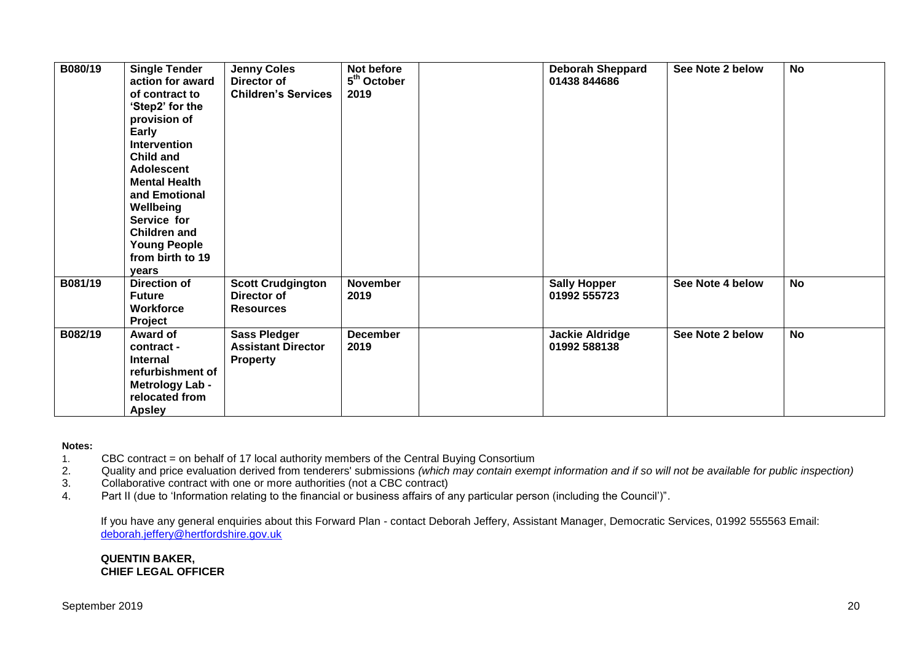| | | | | | | | |
|---|---|---|---|---|---|---|---|
| **B080/19** | **Single Tender action for award of contract to 'Step2' for the provision of Early Intervention Child and Adolescent Mental Health and Emotional Wellbeing Service for Children and Young People from birth to 19 years** | **Jenny Coles Director of Children's Services** | **Not before 5th October 2019** | | **Deborah Sheppard 01438 844686** | **See Note 2 below** | **No** |
| **B081/19** | **Direction of Future Workforce Project** | **Scott Crudgington Director of Resources** | **November 2019** | | **Sally Hopper 01992 555723** | **See Note 4 below** | **No** |
| **B082/19** | **Award of contract - Internal refurbishment of Metrology Lab - relocated from Apsley** | **Sass Pledger Assistant Director Property** | **December 2019** | | **Jackie Aldridge 01992 588138** | **See Note 2 below** | **No** |

**Notes:**

1. CBC contract = on behalf of 17 local authority members of the Central Buying Consortium
2. Quality and price evaluation derived from tenderers' submissions *(which may contain exempt information and if so will not be available for public inspection)*
3. Collaborative contract with one or more authorities (not a CBC contract)
4. Part II (due to 'Information relating to the financial or business affairs of any particular person (including the Council')".

If you have any general enquiries about this Forward Plan - contact Deborah Jeffery, Assistant Manager, Democratic Services, 01992 555563 Email: deborah.jeffery@hertfordshire.gov.uk

**QUENTIN BAKER,**
**CHIEF LEGAL OFFICER**

September 2019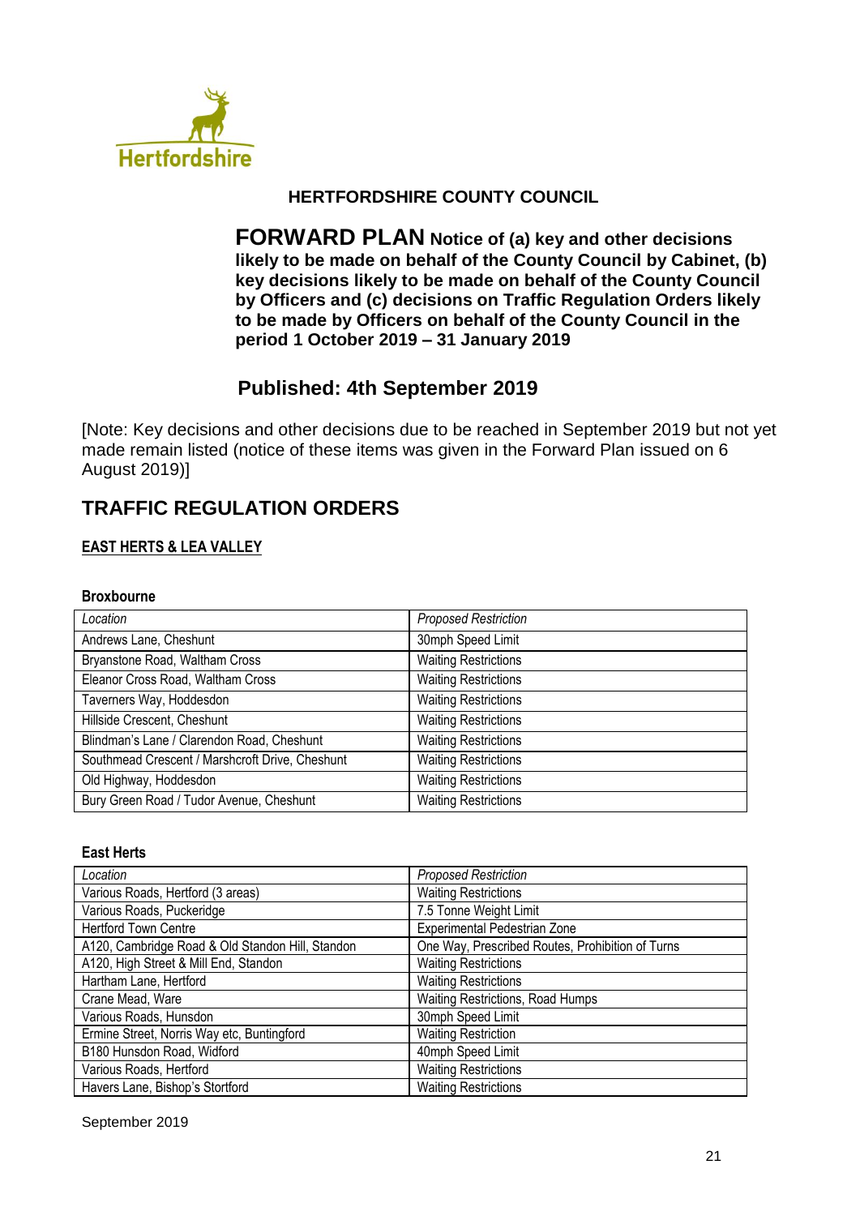Hertfordshire

**HERTFORDSHIRE COUNTY COUNCIL**

**FORWARD PLAN Notice of (a) key and other decisions likely to be made on behalf of the County Council by Cabinet, (b) key decisions likely to be made on behalf of the County Council by Officers and (c) decisions on Traffic Regulation Orders likely to be made by Officers on behalf of the County Council in the period 1 October 2019 – 31 January 2019**

**Published: 4th September 2019**

[Note: Key decisions and other decisions due to be reached in September 2019 but not yet made remain listed (notice of these items was given in the Forward Plan issued on 6 August 2019)]

## TRAFFIC REGULATION ORDERS

### EAST HERTS & LEA VALLEY

#### Broxbourne

| *Location* | *Proposed Restriction* |
|---|---|
| Andrews Lane, Cheshunt | 30mph Speed Limit |
| Bryanstone Road, Waltham Cross | Waiting Restrictions |
| Eleanor Cross Road, Waltham Cross | Waiting Restrictions |
| Taverners Way, Hoddesdon | Waiting Restrictions |
| Hillside Crescent, Cheshunt | Waiting Restrictions |
| Blindman's Lane / Clarendon Road, Cheshunt | Waiting Restrictions |
| Southmead Crescent / Marshcroft Drive, Cheshunt | Waiting Restrictions |
| Old Highway, Hoddesdon | Waiting Restrictions |
| Bury Green Road / Tudor Avenue, Cheshunt | Waiting Restrictions |

#### East Herts

| *Location* | *Proposed Restriction* |
|---|---|
| Various Roads, Hertford (3 areas) | Waiting Restrictions |
| Various Roads, Puckeridge | 7.5 Tonne Weight Limit |
| Hertford Town Centre | Experimental Pedestrian Zone |
| A120, Cambridge Road & Old Standon Hill, Standon | One Way, Prescribed Routes, Prohibition of Turns |
| A120, High Street & Mill End, Standon | Waiting Restrictions |
| Hartham Lane, Hertford | Waiting Restrictions |
| Crane Mead, Ware | Waiting Restrictions, Road Humps |
| Various Roads, Hunsdon | 30mph Speed Limit |
| Ermine Street, Norris Way etc, Buntingford | Waiting Restriction |
| B180 Hunsdon Road, Widford | 40mph Speed Limit |
| Various Roads, Hertford | Waiting Restrictions |
| Havers Lane, Bishop's Stortford | Waiting Restrictions |

September 2019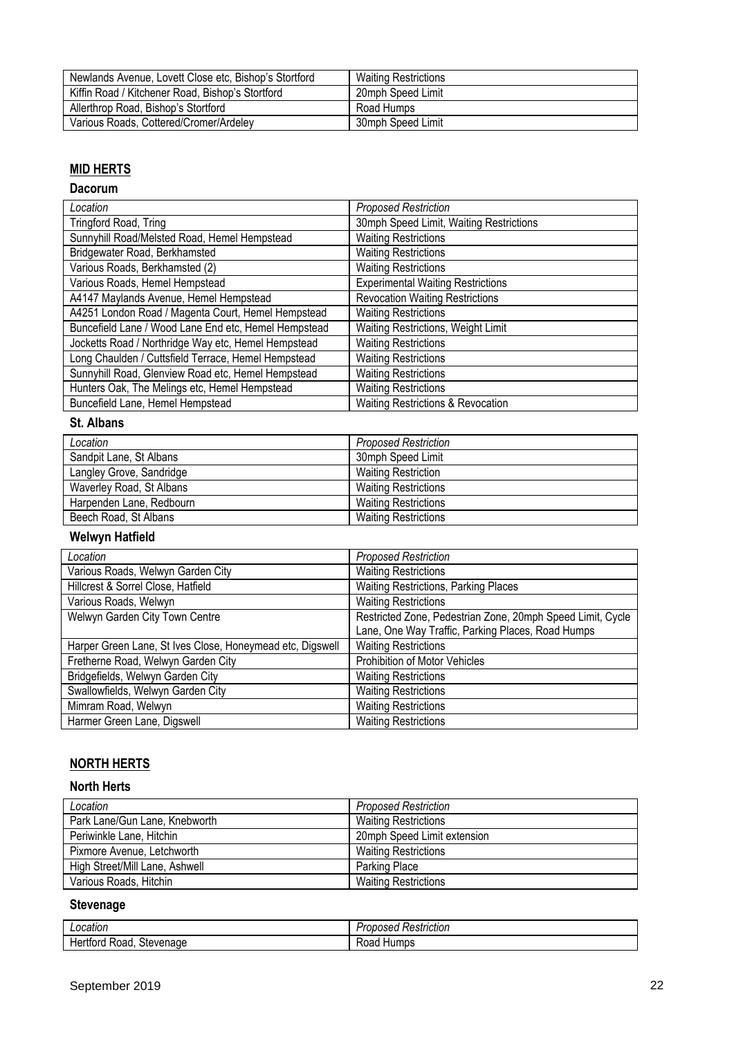| Newlands Avenue, Lovett Close etc, Bishop's Stortford | Waiting Restrictions |
|---|---|
| Kiffin Road / Kitchener Road, Bishop's Stortford | 20mph Speed Limit |
| Allerthrop Road, Bishop's Stortford | Road Humps |
| Various Roads, Cottered/Cromer/Ardeley | 30mph Speed Limit |

## MID HERTS

### Dacorum

| *Location* | *Proposed Restriction* |
|---|---|
| Tringford Road, Tring | 30mph Speed Limit, Waiting Restrictions |
| Sunnyhill Road/Melsted Road, Hemel Hempstead | Waiting Restrictions |
| Bridgewater Road, Berkhamsted | Waiting Restrictions |
| Various Roads, Berkhamsted (2) | Waiting Restrictions |
| Various Roads, Hemel Hempstead | Experimental Waiting Restrictions |
| A4147 Maylands Avenue, Hemel Hempstead | Revocation Waiting Restrictions |
| A4251 London Road / Magenta Court, Hemel Hempstead | Waiting Restrictions |
| Buncefield Lane / Wood Lane End etc, Hemel Hempstead | Waiting Restrictions, Weight Limit |
| Jocketts Road / Northridge Way etc, Hemel Hempstead | Waiting Restrictions |
| Long Chaulden / Cuttsfield Terrace, Hemel Hempstead | Waiting Restrictions |
| Sunnyhill Road, Glenview Road etc, Hemel Hempstead | Waiting Restrictions |
| Hunters Oak, The Melings etc, Hemel Hempstead | Waiting Restrictions |
| Buncefield Lane, Hemel Hempstead | Waiting Restrictions & Revocation |

### St. Albans

| *Location* | *Proposed Restriction* |
|---|---|
| Sandpit Lane, St Albans | 30mph Speed Limit |
| Langley Grove, Sandridge | Waiting Restriction |
| Waverley Road, St Albans | Waiting Restrictions |
| Harpenden Lane, Redbourn | Waiting Restrictions |
| Beech Road, St Albans | Waiting Restrictions |

### Welwyn Hatfield

| *Location* | *Proposed Restriction* |
|---|---|
| Various Roads, Welwyn Garden City | Waiting Restrictions |
| Hillcrest & Sorrel Close, Hatfield | Waiting Restrictions, Parking Places |
| Various Roads, Welwyn | Waiting Restrictions |
| Welwyn Garden City Town Centre | Restricted Zone, Pedestrian Zone, 20mph Speed Limit, Cycle Lane, One Way Traffic, Parking Places, Road Humps |
| Harper Green Lane, St Ives Close, Honeymead etc, Digswell | Waiting Restrictions |
| Fretherne Road, Welwyn Garden City | Prohibition of Motor Vehicles |
| Bridgefields, Welwyn Garden City | Waiting Restrictions |
| Swallowfields, Welwyn Garden City | Waiting Restrictions |
| Mimram Road, Welwyn | Waiting Restrictions |
| Harmer Green Lane, Digswell | Waiting Restrictions |

## NORTH HERTS

### North Herts

| *Location* | *Proposed Restriction* |
|---|---|
| Park Lane/Gun Lane, Knebworth | Waiting Restrictions |
| Periwinkle Lane, Hitchin | 20mph Speed Limit extension |
| Pixmore Avenue, Letchworth | Waiting Restrictions |
| High Street/Mill Lane, Ashwell | Parking Place |
| Various Roads, Hitchin | Waiting Restrictions |

### Stevenage

| *Location* | *Proposed Restriction* |
|---|---|
| Hertford Road, Stevenage | Road Humps |

September 2019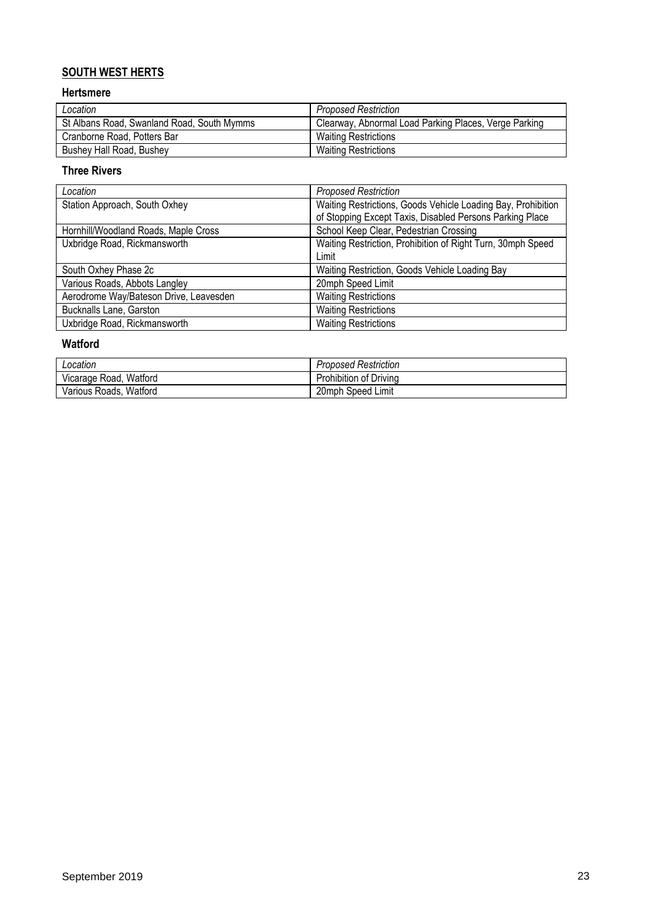## SOUTH WEST HERTS

### Hertsmere

| *Location* | *Proposed Restriction* |
|---|---|
| St Albans Road, Swanland Road, South Mymms | Clearway, Abnormal Load Parking Places, Verge Parking |
| Cranborne Road, Potters Bar | Waiting Restrictions |
| Bushey Hall Road, Bushey | Waiting Restrictions |

### Three Rivers

| *Location* | *Proposed Restriction* |
|---|---|
| Station Approach, South Oxhey | Waiting Restrictions, Goods Vehicle Loading Bay, Prohibition of Stopping Except Taxis, Disabled Persons Parking Place |
| Hornhill/Woodland Roads, Maple Cross | School Keep Clear, Pedestrian Crossing |
| Uxbridge Road, Rickmansworth | Waiting Restriction, Prohibition of Right Turn, 30mph Speed Limit |
| South Oxhey Phase 2c | Waiting Restriction, Goods Vehicle Loading Bay |
| Various Roads, Abbots Langley | 20mph Speed Limit |
| Aerodrome Way/Bateson Drive, Leavesden | Waiting Restrictions |
| Bucknalls Lane, Garston | Waiting Restrictions |
| Uxbridge Road, Rickmansworth | Waiting Restrictions |

### Watford

| *Location* | *Proposed Restriction* |
|---|---|
| Vicarage Road, Watford | Prohibition of Driving |
| Various Roads, Watford | 20mph Speed Limit |

September 2019